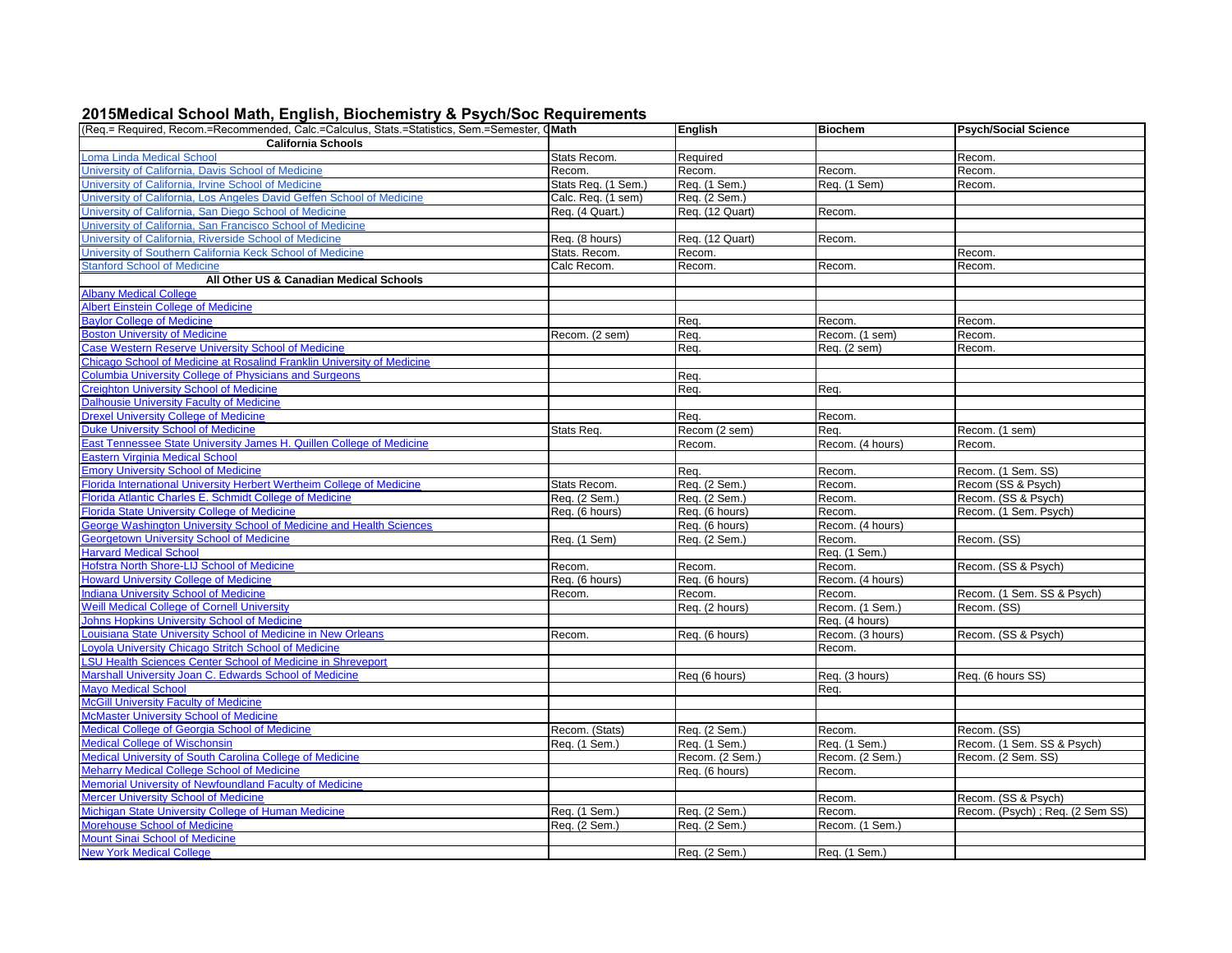## 2015Medical School Math, English, Biochemistry & Psych/Soc Requirements

| (Req.= Required, Recom.=Recommended, Calc.=Calculus, Stats.=Statistics, Sem.=Semester, Q | Math | English | Biochem | Psych/Social Science |
|---|---|---|---|---|
| **California Schools** | | | | |
| Loma Linda Medical School | Stats Recom. | Required | | Recom. |
| University of California, Davis School of Medicine | Recom. | Recom. | Recom. | Recom. |
| University of California, Irvine School of Medicine | Stats Req. (1 Sem.) | Req. (1 Sem.) | Req. (1 Sem) | Recom. |
| University of California, Los Angeles David Geffen School of Medicine | Calc. Req. (1 sem) | Req. (2 Sem.) | | |
| University of California, San Diego School of Medicine | Req. (4 Quart.) | Req. (12 Quart) | Recom. | |
| University of California, San Francisco School of Medicine | | | | |
| University of California, Riverside School of Medicine | Req. (8 hours) | Req. (12 Quart) | Recom. | |
| University of Southern California Keck School of Medicine | Stats. Recom. | Recom. | | Recom. |
| Stanford School of Medicine | Calc Recom. | Recom. | Recom. | Recom. |
| **All Other US & Canadian Medical Schools** | | | | |
| Albany Medical College | | | | |
| Albert Einstein College of Medicine | | | | |
| Baylor College of Medicine | | Req. | Recom. | Recom. |
| Boston University of Medicine | Recom. (2 sem) | Req. | Recom. (1 sem) | Recom. |
| Case Western Reserve University School of Medicine | | Req. | Req. (2 sem) | Recom. |
| Chicago School of Medicine at Rosalind Franklin University of Medicine | | | | |
| Columbia University College of Physicians and Surgeons | | Req. | | |
| Creighton University School of Medicine | | Req. | Req. | |
| Dalhousie University Faculty of Medicine | | | | |
| Drexel University College of Medicine | | Req. | Recom. | |
| Duke University School of Medicine | Stats Req. | Recom (2 sem) | Req. | Recom. (1 sem) |
| East Tennessee State University James H. Quillen College of Medicine | | Recom. | Recom. (4 hours) | Recom. |
| Eastern Virginia Medical School | | | | |
| Emory University School of Medicine | | Req. | Recom. | Recom. (1 Sem. SS) |
| Florida International University Herbert Wertheim College of Medicine | Stats Recom. | Req. (2 Sem.) | Recom. | Recom (SS & Psych) |
| Florida Atlantic Charles E. Schmidt College of Medicine | Req. (2 Sem.) | Req. (2 Sem.) | Recom. | Recom. (SS & Psych) |
| Florida State University College of Medicine | Req. (6 hours) | Req. (6 hours) | Recom. | Recom. (1 Sem. Psych) |
| George Washington University School of Medicine and Health Sciences | | Req. (6 hours) | Recom. (4 hours) | |
| Georgetown University School of Medicine | Req. (1 Sem) | Req. (2 Sem.) | Recom. | Recom. (SS) |
| Harvard Medical School | | | Req. (1 Sem.) | |
| Hofstra North Shore-LIJ School of Medicine | Recom. | Recom. | Recom. | Recom. (SS & Psych) |
| Howard University College of Medicine | Req. (6 hours) | Req. (6 hours) | Recom. (4 hours) | |
| Indiana University School of Medicine | Recom. | Recom. | Recom. | Recom. (1 Sem. SS & Psych) |
| Weill Medical College of Cornell University | | Req. (2 hours) | Recom. (1 Sem.) | Recom. (SS) |
| Johns Hopkins University School of Medicine | | | Req. (4 hours) | |
| Louisiana State University School of Medicine in New Orleans | Recom. | Req. (6 hours) | Recom. (3 hours) | Recom. (SS & Psych) |
| Loyola University Chicago Stritch School of Medicine | | | Recom. | |
| LSU Health Sciences Center School of Medicine in Shreveport | | | | |
| Marshall University Joan C. Edwards School of Medicine | | Req (6 hours) | Req. (3 hours) | Req. (6 hours SS) |
| Mayo Medical School | | | Req. | |
| McGill University Faculty of Medicine | | | | |
| McMaster University School of Medicine | | | | |
| Medical College of Georgia School of Medicine | Recom. (Stats) | Req. (2 Sem.) | Recom. | Recom. (SS) |
| Medical College of Wischonsin | Req. (1 Sem.) | Req. (1 Sem.) | Req. (1 Sem.) | Recom. (1 Sem. SS & Psych) |
| Medical University of South Carolina College of Medicine | | Recom. (2 Sem.) | Recom. (2 Sem.) | Recom. (2 Sem. SS) |
| Meharry Medical College School of Medicine | | Req. (6 hours) | Recom. | |
| Memorial University of Newfoundland Faculty of Medicine | | | | |
| Mercer University School of Medicine | | | Recom. | Recom. (SS & Psych) |
| Michigan State University College of Human Medicine | Req. (1 Sem.) | Req. (2 Sem.) | Recom. | Recom. (Psych) ; Req. (2 Sem SS) |
| Morehouse School of Medicine | Req. (2 Sem.) | Req. (2 Sem.) | Recom. (1 Sem.) | |
| Mount Sinai School of Medicine | | | | |
| New York Medical College | | Req. (2 Sem.) | Req. (1 Sem.) | |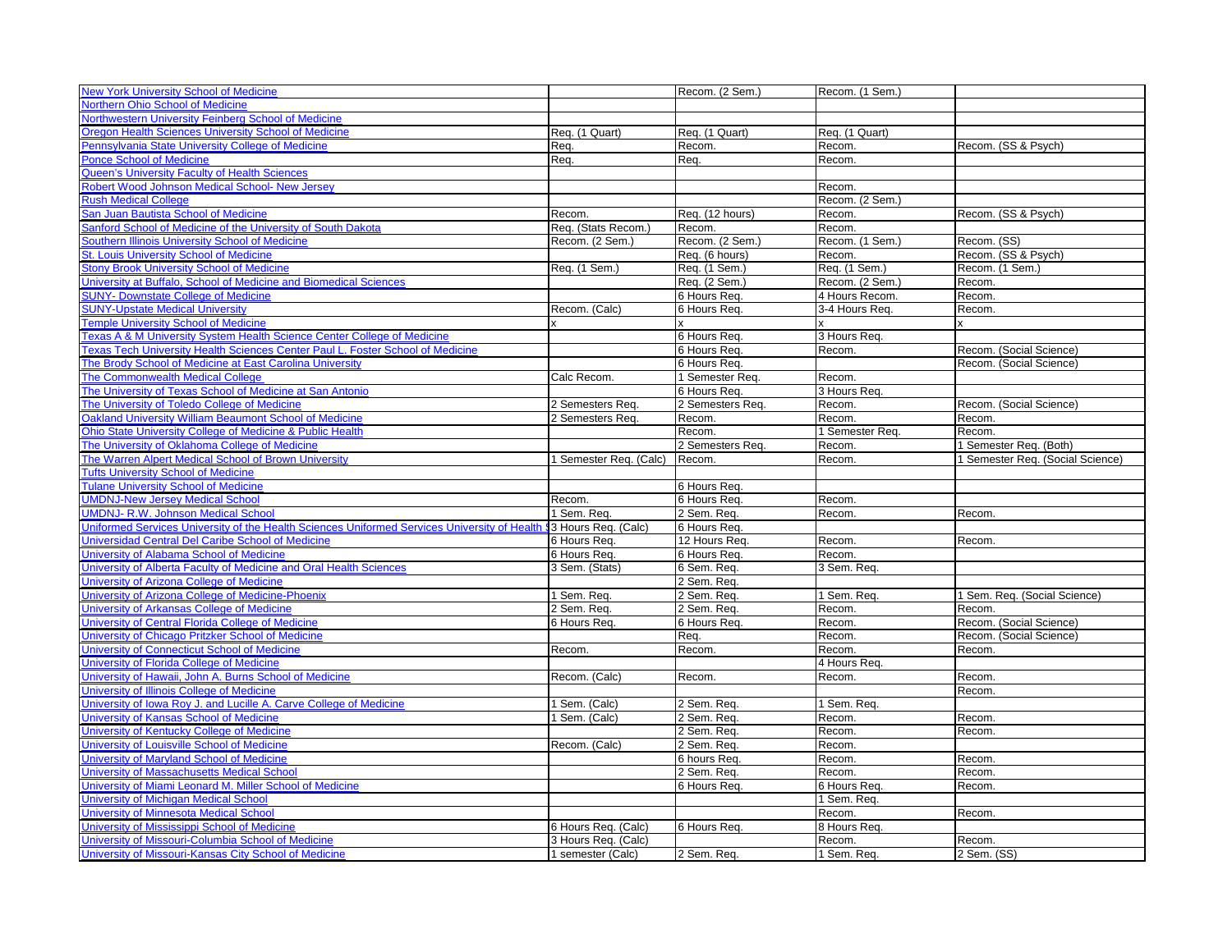| | | | | |
|---|---|---|---|---|
| New York University School of Medicine | | Recom. (2 Sem.) | Recom. (1 Sem.) | |
| Northern Ohio School of Medicine | | | | |
| Northwestern University Feinberg School of Medicine | | | | |
| Oregon Health Sciences University School of Medicine | Req. (1 Quart) | Req. (1 Quart) | Req. (1 Quart) | |
| Pennsylvania State University College of Medicine | Req. | Recom. | Recom. | Recom. (SS & Psych) |
| Ponce School of Medicine | Req. | Req. | Recom. | |
| Queen's University Faculty of Health Sciences | | | | |
| Robert Wood Johnson Medical School- New Jersey | | | Recom. | |
| Rush Medical College | | | Recom. (2 Sem.) | |
| San Juan Bautista School of Medicine | Recom. | Req. (12 hours) | Recom. | Recom. (SS & Psych) |
| Sanford School of Medicine of the University of South Dakota | Req. (Stats Recom.) | Recom. | Recom. | |
| Southern Illinois University School of Medicine | Recom. (2 Sem.) | Recom. (2 Sem.) | Recom. (1 Sem.) | Recom. (SS) |
| St. Louis University School of Medicine | | Req. (6 hours) | Recom. | Recom. (SS & Psych) |
| Stony Brook University School of Medicine | Req. (1 Sem.) | Req. (1 Sem.) | Req. (1 Sem.) | Recom. (1 Sem.) |
| University at Buffalo, School of Medicine and Biomedical Sciences | | Req. (2 Sem.) | Recom. (2 Sem.) | Recom. |
| SUNY- Downstate College of Medicine | | 6 Hours Req. | 4 Hours Recom. | Recom. |
| SUNY-Upstate Medical University | Recom. (Calc) | 6 Hours Req. | 3-4 Hours Req. | Recom. |
| Temple University School of Medicine | x | x | x | x |
| Texas A & M University System Health Science Center College of Medicine | | 6 Hours Req. | 3 Hours Req. | |
| Texas Tech University Health Sciences Center Paul L. Foster School of Medicine | | 6 Hours Req. | Recom. | Recom. (Social Science) |
| The Brody School of Medicine at East Carolina University | | 6 Hours Req. | | Recom. (Social Science) |
| The Commonwealth Medical College | Calc Recom. | 1 Semester Req. | Recom. | |
| The University of Texas School of Medicine at San Antonio | | 6 Hours Req. | 3 Hours Req. | |
| The University of Toledo College of Medicine | 2 Semesters Req. | 2 Semesters Req. | Recom. | Recom. (Social Science) |
| Oakland University William Beaumont School of Medicine | 2 Semesters Req. | Recom. | Recom. | Recom. |
| Ohio State University College of Medicine & Public Health | | Recom. | 1 Semester Req. | Recom. |
| The University of Oklahoma College of Medicine | | 2 Semesters Req. | Recom. | 1 Semester Req. (Both) |
| The Warren Alpert Medical School of Brown University | 1 Semester Req. (Calc) | Recom. | Recom. | 1 Semester Req. (Social Science) |
| Tufts University School of Medicine | | | | |
| Tulane University School of Medicine | | 6 Hours Req. | | |
| UMDNJ-New Jersey Medical School | Recom. | 6 Hours Req. | Recom. | |
| UMDNJ- R.W. Johnson Medical School | 1 Sem. Req. | 2 Sem. Req. | Recom. | Recom. |
| Uniformed Services University of the Health Sciences Uniformed Services University of Health S | 3 Hours Req. (Calc) | 6 Hours Req. | | |
| Universidad Central Del Caribe School of Medicine | 6 Hours Req. | 12 Hours Req. | Recom. | Recom. |
| University of Alabama School of Medicine | 6 Hours Req. | 6 Hours Req. | Recom. | |
| University of Alberta Faculty of Medicine and Oral Health Sciences | 3 Sem. (Stats) | 6 Sem. Req. | 3 Sem. Req. | |
| University of Arizona College of Medicine | | 2 Sem. Req. | | |
| University of Arizona College of Medicine-Phoenix | 1 Sem. Req. | 2 Sem. Req. | 1 Sem. Req. | 1 Sem. Req. (Social Science) |
| University of Arkansas College of Medicine | 2 Sem. Req. | 2 Sem. Req. | Recom. | Recom. |
| University of Central Florida College of Medicine | 6 Hours Req. | 6 Hours Req. | Recom. | Recom. (Social Science) |
| University of Chicago Pritzker School of Medicine | | Req. | Recom. | Recom. (Social Science) |
| University of Connecticut School of Medicine | Recom. | Recom. | Recom. | Recom. |
| University of Florida College of Medicine | | | 4 Hours Req. | |
| University of Hawaii, John A. Burns School of Medicine | Recom. (Calc) | Recom. | Recom. | Recom. |
| University of Illinois College of Medicine | | | | Recom. |
| University of Iowa Roy J. and Lucille A. Carve College of Medicine | 1 Sem. (Calc) | 2 Sem. Req. | 1 Sem. Req. | |
| University of Kansas School of Medicine | 1 Sem. (Calc) | 2 Sem. Req. | Recom. | Recom. |
| University of Kentucky College of Medicine | | 2 Sem. Req. | Recom. | Recom. |
| University of Louisville School of Medicine | Recom. (Calc) | 2 Sem. Req. | Recom. | |
| University of Maryland School of Medicine | | 6 hours Req. | Recom. | Recom. |
| University of Massachusetts Medical School | | 2 Sem. Req. | Recom. | Recom. |
| University of Miami Leonard M. Miller School of Medicine | | 6 Hours Req. | 6 Hours Req. | Recom. |
| University of Michigan Medical School | | | 1 Sem. Req. | |
| University of Minnesota Medical School | | | Recom. | Recom. |
| University of Mississippi School of Medicine | 6 Hours Req. (Calc) | 6 Hours Req. | 8 Hours Req. | |
| University of Missouri-Columbia School of Medicine | 3 Hours Req. (Calc) | | Recom. | Recom. |
| University of Missouri-Kansas City School of Medicine | 1 semester (Calc) | 2 Sem. Req. | 1 Sem. Req. | 2 Sem. (SS) |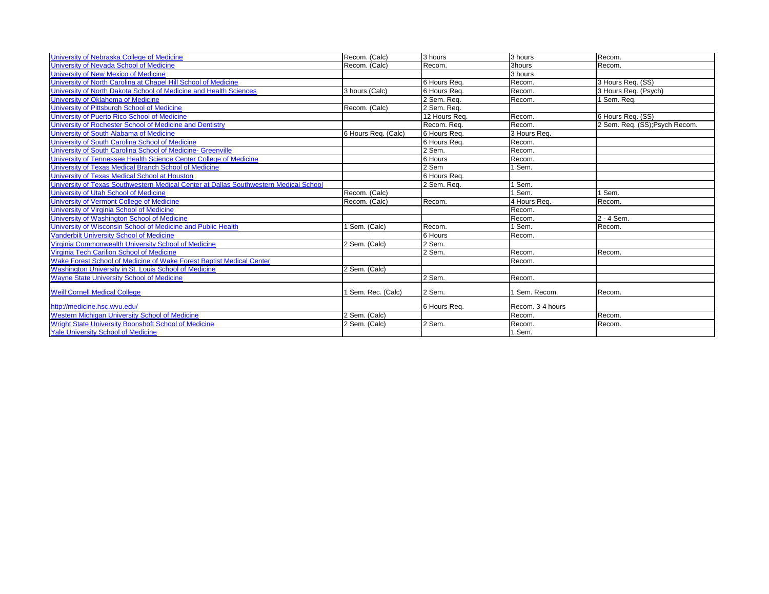| | | | | |
|---|---|---|---|---|
| University of Nebraska College of Medicine | Recom. (Calc) | 3 hours | 3 hours | Recom. |
| University of Nevada School of Medicine | Recom. (Calc) | Recom. | 3hours | Recom. |
| University of New Mexico of Medicine | | | 3 hours | |
| University of North Carolina at Chapel Hill School of Medicine | | 6 Hours Req. | Recom. | 3 Hours Req. (SS) |
| University of North Dakota School of Medicine and Health Sciences | 3 hours (Calc) | 6 Hours Req. | Recom. | 3 Hours Req. (Psych) |
| University of Oklahoma of Medicine | | 2 Sem. Req. | Recom. | 1 Sem. Req. |
| University of Pittsburgh School of Medicine | Recom. (Calc) | 2 Sem. Req. | | |
| University of Puerto Rico School of Medicine | | 12 Hours Req. | Recom. | 6 Hours Req. (SS) |
| University of Rochester School of Medicine and Dentistry | | Recom. Req. | Recom. | 2 Sem. Req. (SS);Psych Recom. |
| University of South Alabama of Medicine | 6 Hours Req. (Calc) | 6 Hours Req. | 3 Hours Req. | |
| University of South Carolina School of Medicine | | 6 Hours Req. | Recom. | |
| University of South Carolina School of Medicine- Greenville | | 2 Sem. | Recom. | |
| University of Tennessee Health Science Center College of Medicine | | 6 Hours | Recom. | |
| University of Texas Medical Branch School of Medicine | | 2 Sem | 1 Sem. | |
| University of Texas Medical School at Houston | | 6 Hours Req. | | |
| University of Texas Southwestern Medical Center at Dallas Southwestern Medical School | | 2 Sem. Req. | 1 Sem. | |
| University of Utah School of Medicine | Recom. (Calc) | | 1 Sem. | 1 Sem. |
| University of Vermont College of Medicine | Recom. (Calc) | Recom. | 4 Hours Req. | Recom. |
| University of Virginia School of Medicine | | | Recom. | |
| University of Washington School of Medicine | | | Recom. | 2 - 4 Sem. |
| University of Wisconsin School of Medicine and Public Health | 1 Sem. (Calc) | Recom. | 1 Sem. | Recom. |
| Vanderbilt University School of Medicine | | 6 Hours | Recom. | |
| Virginia Commonwealth University School of Medicine | 2 Sem. (Calc) | 2 Sem. | | |
| Virginia Tech Carilion School of Medicine | | 2 Sem. | Recom. | Recom. |
| Wake Forest School of Medicine of Wake Forest Baptist Medical Center | | | Recom. | |
| Washington University in St. Louis School of Medicine | 2 Sem. (Calc) | | | |
| Wayne State University School of Medicine | | 2 Sem. | Recom. | |
| Weill Cornell Medical College | 1 Sem. Rec. (Calc) | 2 Sem. | 1 Sem. Recom. | Recom. |
| http://medicine.hsc.wvu.edu/ | | 6 Hours Req. | Recom. 3-4 hours | |
| Western Michigan University School of Medicine | 2 Sem. (Calc) | | Recom. | Recom. |
| Wright State University Boonshoft School of Medicine | 2 Sem. (Calc) | 2 Sem. | Recom. | Recom. |
| Yale University School of Medicine | | | 1 Sem. | |